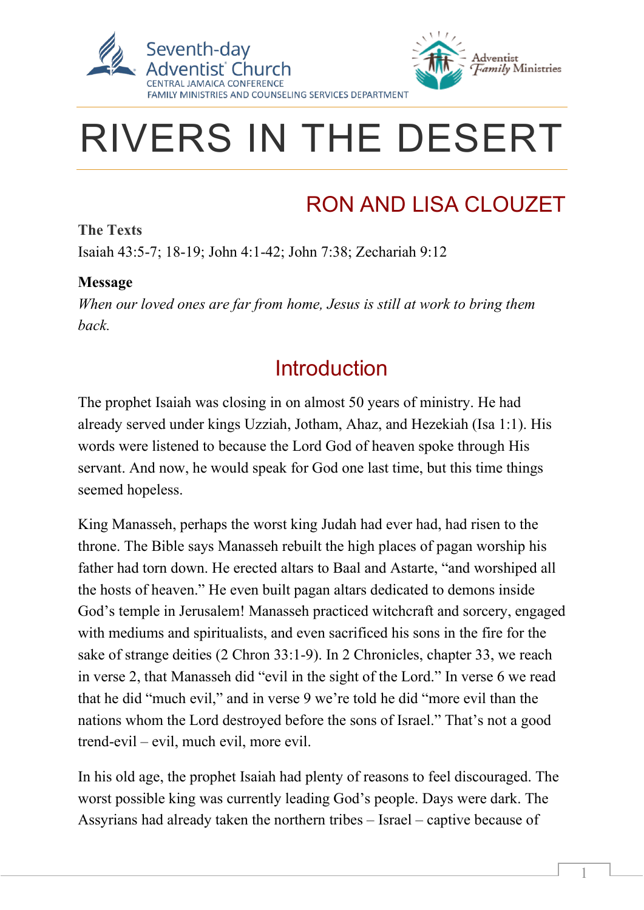Seventh-day Adventist Church
CENTRAL JAMAICA CONFERENCE
FAMILY MINISTRIES AND COUNSELING SERVICES DEPARTMENT

Adventist Family Ministries

# RIVERS IN THE DESERT

## RON AND LISA CLOUZET

**The Texts**

Isaiah 43:5-7; 18-19; John 4:1-42; John 7:38; Zechariah 9:12

**Message**

*When our loved ones are far from home, Jesus is still at work to bring them back.*

## Introduction

The prophet Isaiah was closing in on almost 50 years of ministry. He had already served under kings Uzziah, Jotham, Ahaz, and Hezekiah (Isa 1:1). His words were listened to because the Lord God of heaven spoke through His servant. And now, he would speak for God one last time, but this time things seemed hopeless.

King Manasseh, perhaps the worst king Judah had ever had, had risen to the throne. The Bible says Manasseh rebuilt the high places of pagan worship his father had torn down. He erected altars to Baal and Astarte, "and worshiped all the hosts of heaven." He even built pagan altars dedicated to demons inside God's temple in Jerusalem! Manasseh practiced witchcraft and sorcery, engaged with mediums and spiritualists, and even sacrificed his sons in the fire for the sake of strange deities (2 Chron 33:1-9). In 2 Chronicles, chapter 33, we reach in verse 2, that Manasseh did "evil in the sight of the Lord." In verse 6 we read that he did "much evil," and in verse 9 we're told he did "more evil than the nations whom the Lord destroyed before the sons of Israel." That's not a good trend-evil – evil, much evil, more evil.

In his old age, the prophet Isaiah had plenty of reasons to feel discouraged. The worst possible king was currently leading God's people. Days were dark. The Assyrians had already taken the northern tribes – Israel – captive because of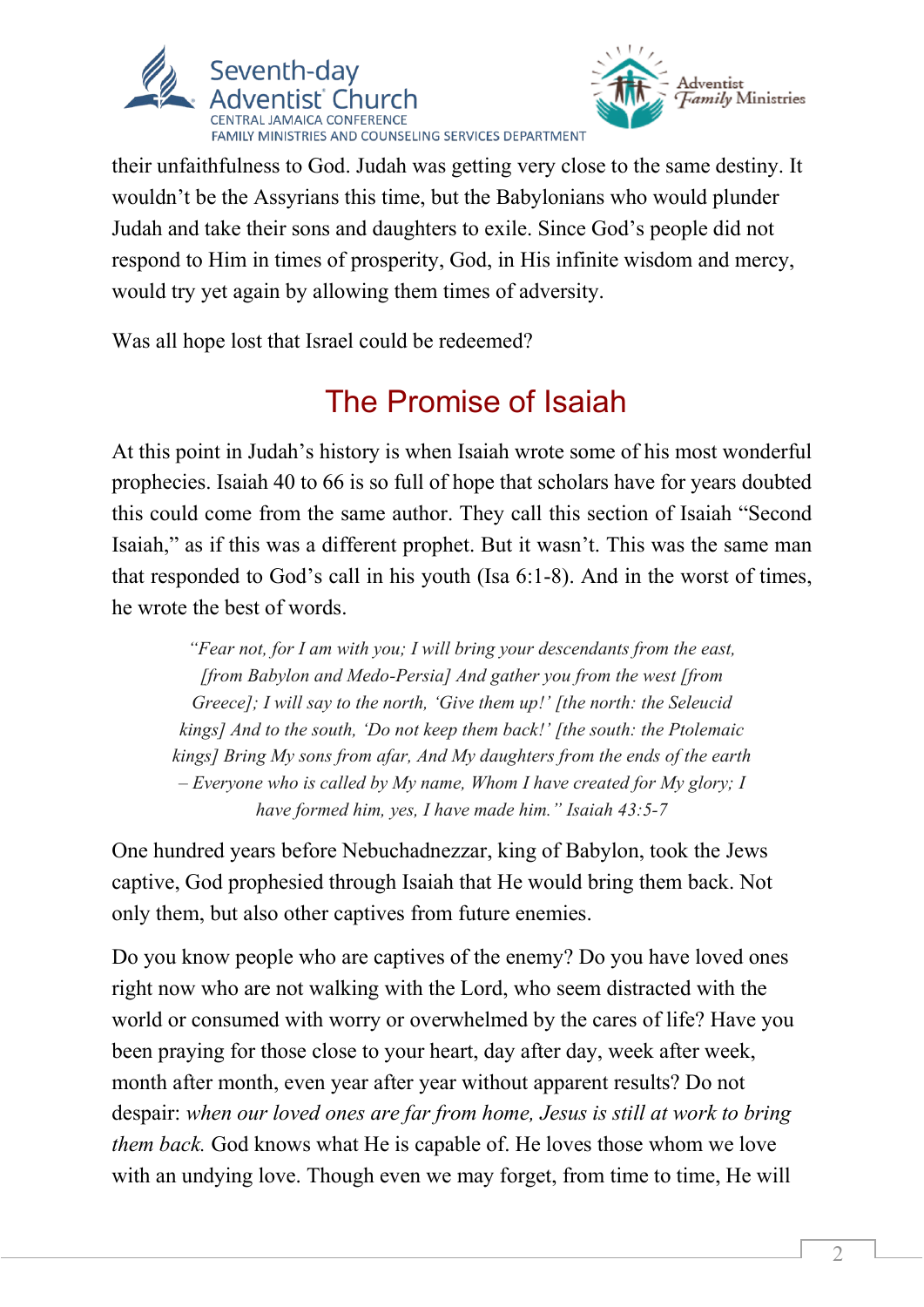their unfaithfulness to God. Judah was getting very close to the same destiny. It wouldn't be the Assyrians this time, but the Babylonians who would plunder Judah and take their sons and daughters to exile. Since God's people did not respond to Him in times of prosperity, God, in His infinite wisdom and mercy, would try yet again by allowing them times of adversity.

Was all hope lost that Israel could be redeemed?

## The Promise of Isaiah

At this point in Judah's history is when Isaiah wrote some of his most wonderful prophecies. Isaiah 40 to 66 is so full of hope that scholars have for years doubted this could come from the same author. They call this section of Isaiah "Second Isaiah," as if this was a different prophet. But it wasn't. This was the same man that responded to God's call in his youth (Isa 6:1-8). And in the worst of times, he wrote the best of words.

> *"Fear not, for I am with you; I will bring your descendants from the east, [from Babylon and Medo-Persia] And gather you from the west [from Greece]; I will say to the north, 'Give them up!' [the north: the Seleucid kings] And to the south, 'Do not keep them back!' [the south: the Ptolemaic kings] Bring My sons from afar, And My daughters from the ends of the earth – Everyone who is called by My name, Whom I have created for My glory; I have formed him, yes, I have made him." Isaiah 43:5-7*

One hundred years before Nebuchadnezzar, king of Babylon, took the Jews captive, God prophesied through Isaiah that He would bring them back. Not only them, but also other captives from future enemies.

Do you know people who are captives of the enemy? Do you have loved ones right now who are not walking with the Lord, who seem distracted with the world or consumed with worry or overwhelmed by the cares of life? Have you been praying for those close to your heart, day after day, week after week, month after month, even year after year without apparent results? Do not despair: *when our loved ones are far from home, Jesus is still at work to bring them back.* God knows what He is capable of. He loves those whom we love with an undying love. Though even we may forget, from time to time, He will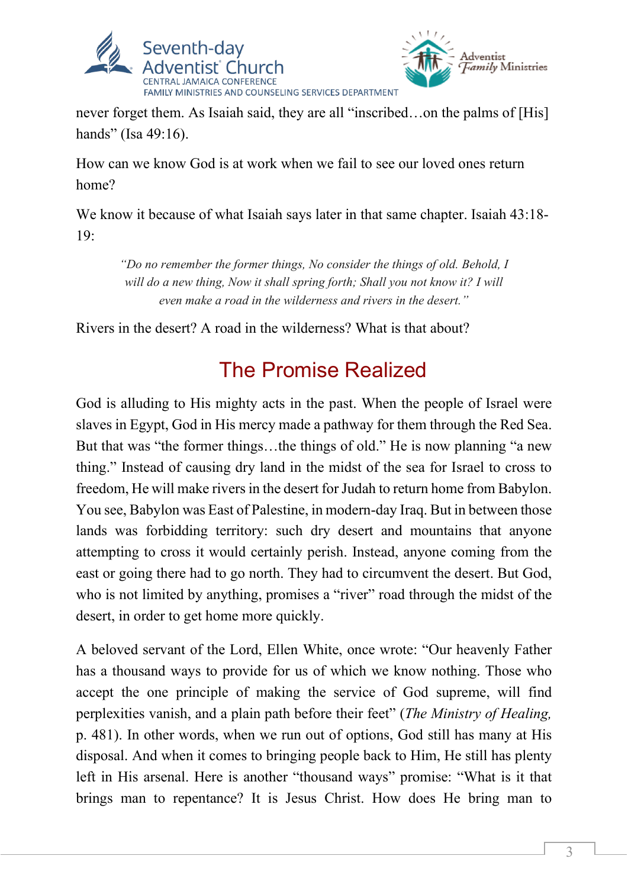never forget them. As Isaiah said, they are all "inscribed…on the palms of [His] hands" (Isa 49:16).

How can we know God is at work when we fail to see our loved ones return home?

We know it because of what Isaiah says later in that same chapter. Isaiah 43:18-19:

> *"Do no remember the former things, No consider the things of old. Behold, I will do a new thing, Now it shall spring forth; Shall you not know it? I will even make a road in the wilderness and rivers in the desert."*

Rivers in the desert? A road in the wilderness? What is that about?

## The Promise Realized

God is alluding to His mighty acts in the past. When the people of Israel were slaves in Egypt, God in His mercy made a pathway for them through the Red Sea. But that was "the former things…the things of old." He is now planning "a new thing." Instead of causing dry land in the midst of the sea for Israel to cross to freedom, He will make rivers in the desert for Judah to return home from Babylon. You see, Babylon was East of Palestine, in modern-day Iraq. But in between those lands was forbidding territory: such dry desert and mountains that anyone attempting to cross it would certainly perish. Instead, anyone coming from the east or going there had to go north. They had to circumvent the desert. But God, who is not limited by anything, promises a "river" road through the midst of the desert, in order to get home more quickly.

A beloved servant of the Lord, Ellen White, once wrote: "Our heavenly Father has a thousand ways to provide for us of which we know nothing. Those who accept the one principle of making the service of God supreme, will find perplexities vanish, and a plain path before their feet" (*The Ministry of Healing,* p. 481). In other words, when we run out of options, God still has many at His disposal. And when it comes to bringing people back to Him, He still has plenty left in His arsenal. Here is another "thousand ways" promise: "What is it that brings man to repentance? It is Jesus Christ. How does He bring man to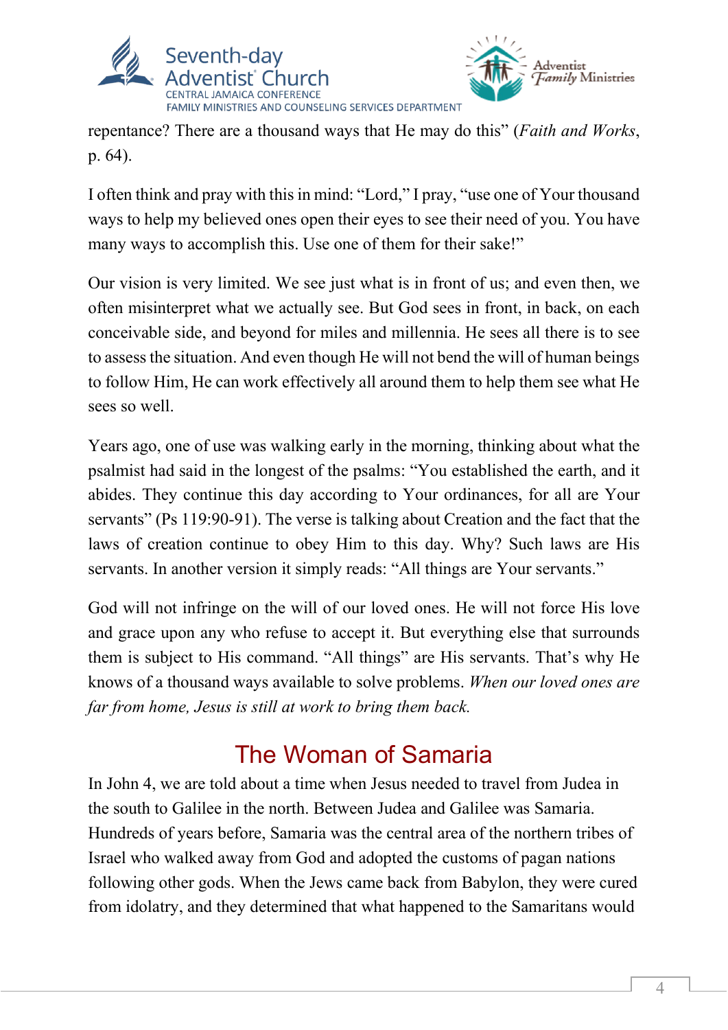repentance? There are a thousand ways that He may do this" (*Faith and Works*, p. 64).

I often think and pray with this in mind: "Lord," I pray, "use one of Your thousand ways to help my believed ones open their eyes to see their need of you. You have many ways to accomplish this. Use one of them for their sake!"

Our vision is very limited. We see just what is in front of us; and even then, we often misinterpret what we actually see. But God sees in front, in back, on each conceivable side, and beyond for miles and millennia. He sees all there is to see to assess the situation. And even though He will not bend the will of human beings to follow Him, He can work effectively all around them to help them see what He sees so well.

Years ago, one of use was walking early in the morning, thinking about what the psalmist had said in the longest of the psalms: "You established the earth, and it abides. They continue this day according to Your ordinances, for all are Your servants" (Ps 119:90-91). The verse is talking about Creation and the fact that the laws of creation continue to obey Him to this day. Why? Such laws are His servants. In another version it simply reads: "All things are Your servants."

God will not infringe on the will of our loved ones. He will not force His love and grace upon any who refuse to accept it. But everything else that surrounds them is subject to His command. "All things" are His servants. That's why He knows of a thousand ways available to solve problems. *When our loved ones are far from home, Jesus is still at work to bring them back.*

## The Woman of Samaria

In John 4, we are told about a time when Jesus needed to travel from Judea in the south to Galilee in the north. Between Judea and Galilee was Samaria. Hundreds of years before, Samaria was the central area of the northern tribes of Israel who walked away from God and adopted the customs of pagan nations following other gods. When the Jews came back from Babylon, they were cured from idolatry, and they determined that what happened to the Samaritans would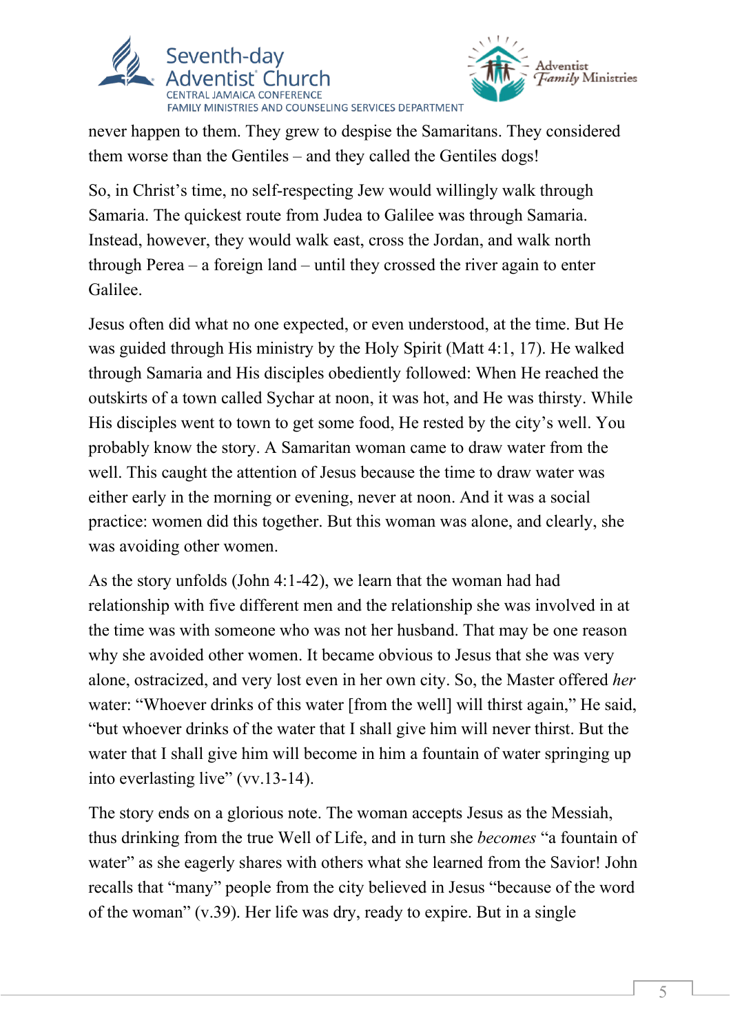never happen to them. They grew to despise the Samaritans. They considered them worse than the Gentiles – and they called the Gentiles dogs!

So, in Christ's time, no self-respecting Jew would willingly walk through Samaria. The quickest route from Judea to Galilee was through Samaria. Instead, however, they would walk east, cross the Jordan, and walk north through Perea – a foreign land – until they crossed the river again to enter Galilee.

Jesus often did what no one expected, or even understood, at the time. But He was guided through His ministry by the Holy Spirit (Matt 4:1, 17). He walked through Samaria and His disciples obediently followed: When He reached the outskirts of a town called Sychar at noon, it was hot, and He was thirsty. While His disciples went to town to get some food, He rested by the city's well. You probably know the story. A Samaritan woman came to draw water from the well. This caught the attention of Jesus because the time to draw water was either early in the morning or evening, never at noon. And it was a social practice: women did this together. But this woman was alone, and clearly, she was avoiding other women.

As the story unfolds (John 4:1-42), we learn that the woman had had relationship with five different men and the relationship she was involved in at the time was with someone who was not her husband. That may be one reason why she avoided other women. It became obvious to Jesus that she was very alone, ostracized, and very lost even in her own city. So, the Master offered *her* water: "Whoever drinks of this water [from the well] will thirst again," He said, "but whoever drinks of the water that I shall give him will never thirst. But the water that I shall give him will become in him a fountain of water springing up into everlasting live" (vv.13-14).

The story ends on a glorious note. The woman accepts Jesus as the Messiah, thus drinking from the true Well of Life, and in turn she *becomes* "a fountain of water" as she eagerly shares with others what she learned from the Savior! John recalls that "many" people from the city believed in Jesus "because of the word of the woman" (v.39). Her life was dry, ready to expire. But in a single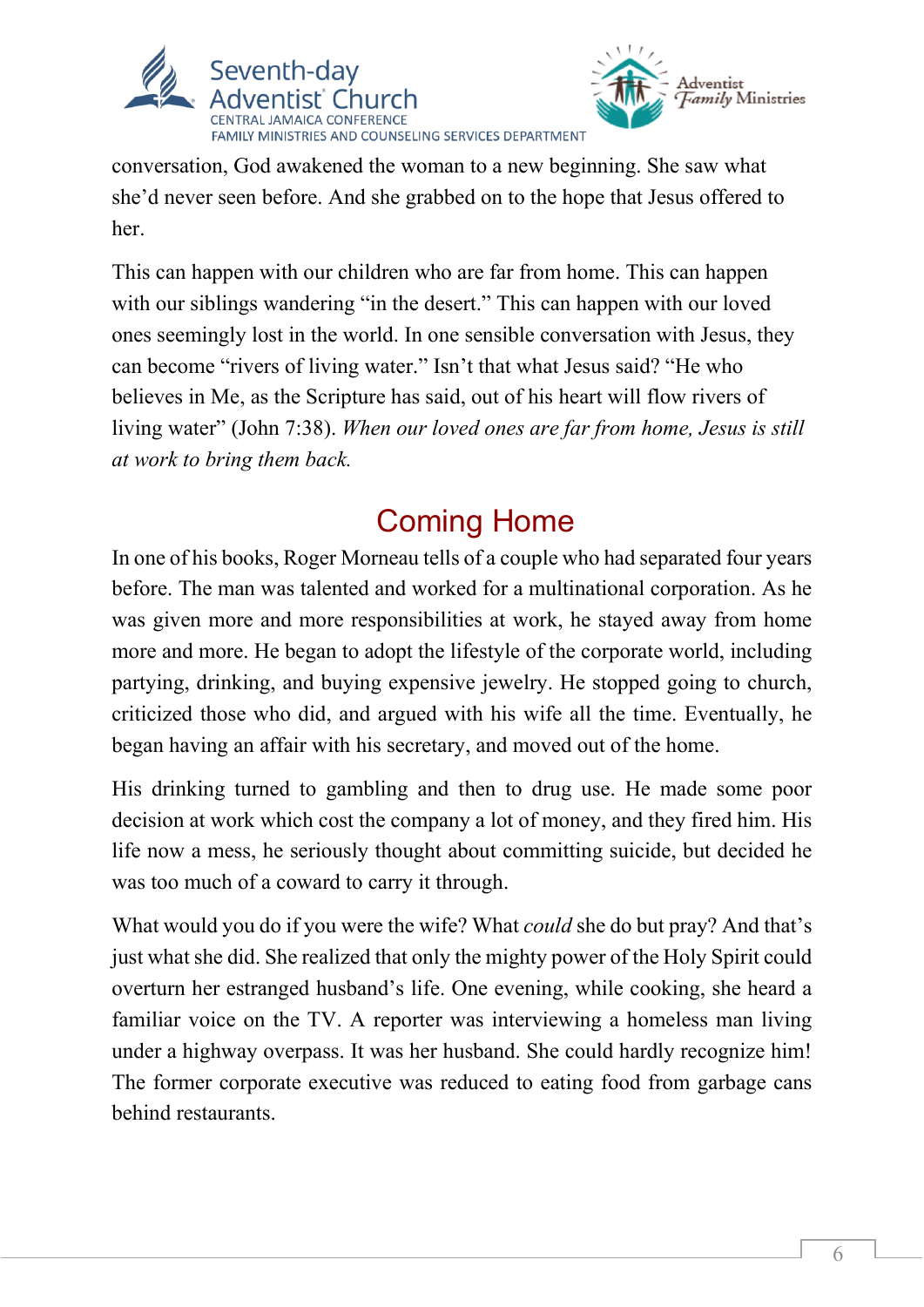conversation, God awakened the woman to a new beginning. She saw what she'd never seen before. And she grabbed on to the hope that Jesus offered to her.

This can happen with our children who are far from home. This can happen with our siblings wandering "in the desert." This can happen with our loved ones seemingly lost in the world. In one sensible conversation with Jesus, they can become "rivers of living water." Isn't that what Jesus said? "He who believes in Me, as the Scripture has said, out of his heart will flow rivers of living water" (John 7:38). *When our loved ones are far from home, Jesus is still at work to bring them back.*

## Coming Home

In one of his books, Roger Morneau tells of a couple who had separated four years before. The man was talented and worked for a multinational corporation. As he was given more and more responsibilities at work, he stayed away from home more and more. He began to adopt the lifestyle of the corporate world, including partying, drinking, and buying expensive jewelry. He stopped going to church, criticized those who did, and argued with his wife all the time. Eventually, he began having an affair with his secretary, and moved out of the home.

His drinking turned to gambling and then to drug use. He made some poor decision at work which cost the company a lot of money, and they fired him. His life now a mess, he seriously thought about committing suicide, but decided he was too much of a coward to carry it through.

What would you do if you were the wife? What *could* she do but pray? And that's just what she did. She realized that only the mighty power of the Holy Spirit could overturn her estranged husband's life. One evening, while cooking, she heard a familiar voice on the TV. A reporter was interviewing a homeless man living under a highway overpass. It was her husband. She could hardly recognize him! The former corporate executive was reduced to eating food from garbage cans behind restaurants.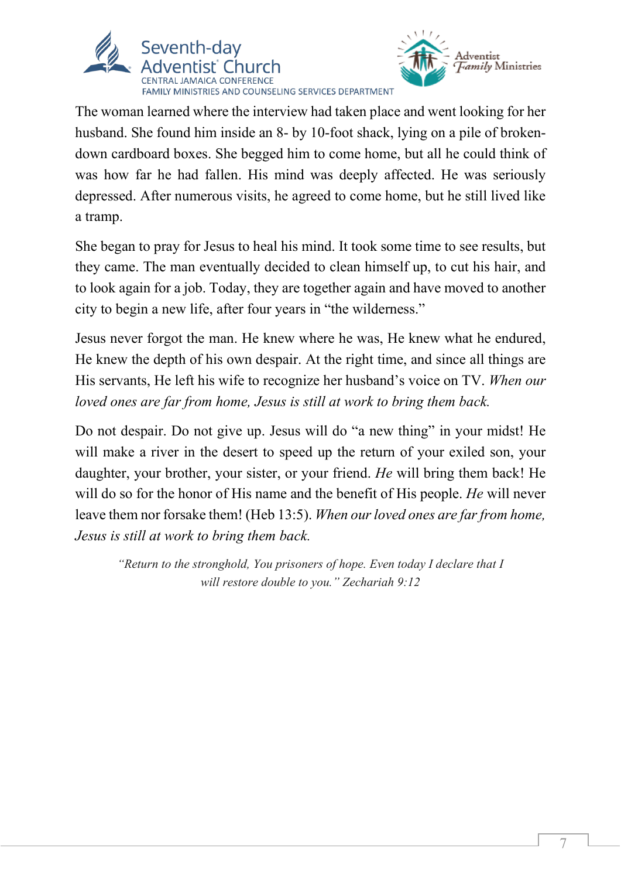The woman learned where the interview had taken place and went looking for her husband. She found him inside an 8- by 10-foot shack, lying on a pile of broken-down cardboard boxes. She begged him to come home, but all he could think of was how far he had fallen. His mind was deeply affected. He was seriously depressed. After numerous visits, he agreed to come home, but he still lived like a tramp.

She began to pray for Jesus to heal his mind. It took some time to see results, but they came. The man eventually decided to clean himself up, to cut his hair, and to look again for a job. Today, they are together again and have moved to another city to begin a new life, after four years in "the wilderness."

Jesus never forgot the man. He knew where he was, He knew what he endured, He knew the depth of his own despair. At the right time, and since all things are His servants, He left his wife to recognize her husband's voice on TV. *When our loved ones are far from home, Jesus is still at work to bring them back.*

Do not despair. Do not give up. Jesus will do "a new thing" in your midst! He will make a river in the desert to speed up the return of your exiled son, your daughter, your brother, your sister, or your friend. *He* will bring them back! He will do so for the honor of His name and the benefit of His people. *He* will never leave them nor forsake them! (Heb 13:5). *When our loved ones are far from home, Jesus is still at work to bring them back.*

*"Return to the stronghold, You prisoners of hope. Even today I declare that I will restore double to you." Zechariah 9:12*